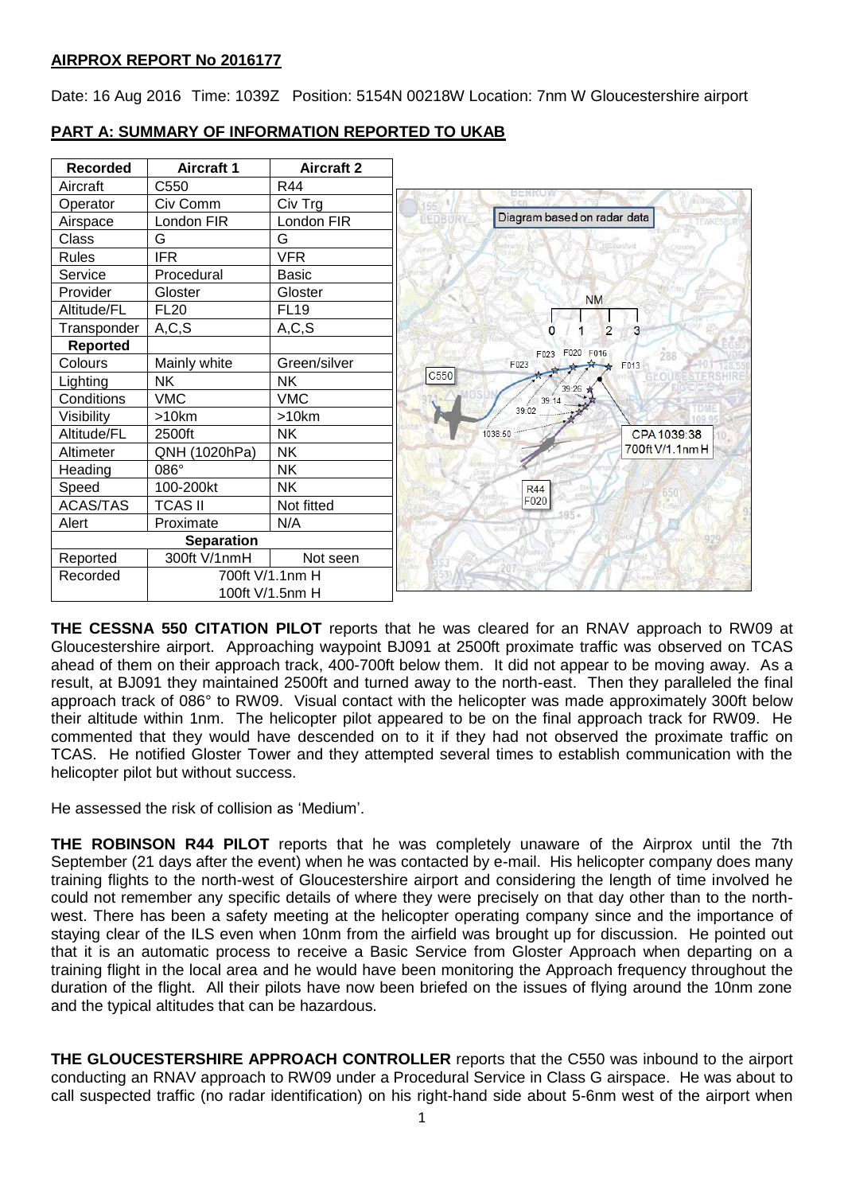## AIRPROX REPORT No 2016177

Date: 16 Aug 2016 Time: 1039Z Position: 5154N 00218W Location: 7nm W Gloucestershire airport

## PART A: SUMMARY OF INFORMATION REPORTED TO UKAB

| Recorded | Aircraft 1 | Aircraft 2 |
|---|---|---|
| Aircraft | C550 | R44 |
| Operator | Civ Comm | Civ Trg |
| Airspace | London FIR | London FIR |
| Class | G | G |
| Rules | IFR | VFR |
| Service | Procedural | Basic |
| Provider | Gloster | Gloster |
| Altitude/FL | FL20 | FL19 |
| Transponder | A,C,S | A,C,S |
| **Reported** | | |
| Colours | Mainly white | Green/silver |
| Lighting | NK | NK |
| Conditions | VMC | VMC |
| Visibility | >10km | >10km |
| Altitude/FL | 2500ft | NK |
| Altimeter | QNH (1020hPa) | NK |
| Heading | 086° | NK |
| Speed | 100-200kt | NK |
| ACAS/TAS | TCAS II | Not fitted |
| Alert | Proximate | N/A |
| **Separation** | | |
| Reported | 300ft V/1nmH | Not seen |
| Recorded | 700ft V/1.1nm H<br>100ft V/1.5nm H | |

Diagram based on radar data

**THE CESSNA 550 CITATION PILOT** reports that he was cleared for an RNAV approach to RW09 at Gloucestershire airport. Approaching waypoint BJ091 at 2500ft proximate traffic was observed on TCAS ahead of them on their approach track, 400-700ft below them. It did not appear to be moving away. As a result, at BJ091 they maintained 2500ft and turned away to the north-east. Then they paralleled the final approach track of 086° to RW09. Visual contact with the helicopter was made approximately 300ft below their altitude within 1nm. The helicopter pilot appeared to be on the final approach track for RW09. He commented that they would have descended on to it if they had not observed the proximate traffic on TCAS. He notified Gloster Tower and they attempted several times to establish communication with the helicopter pilot but without success.

He assessed the risk of collision as 'Medium'.

**THE ROBINSON R44 PILOT** reports that he was completely unaware of the Airprox until the 7th September (21 days after the event) when he was contacted by e-mail. His helicopter company does many training flights to the north-west of Gloucestershire airport and considering the length of time involved he could not remember any specific details of where they were precisely on that day other than to the north-west. There has been a safety meeting at the helicopter operating company since and the importance of staying clear of the ILS even when 10nm from the airfield was brought up for discussion. He pointed out that it is an automatic process to receive a Basic Service from Gloster Approach when departing on a training flight in the local area and he would have been monitoring the Approach frequency throughout the duration of the flight. All their pilots have now been briefed on the issues of flying around the 10nm zone and the typical altitudes that can be hazardous.

**THE GLOUCESTERSHIRE APPROACH CONTROLLER** reports that the C550 was inbound to the airport conducting an RNAV approach to RW09 under a Procedural Service in Class G airspace. He was about to call suspected traffic (no radar identification) on his right-hand side about 5-6nm west of the airport when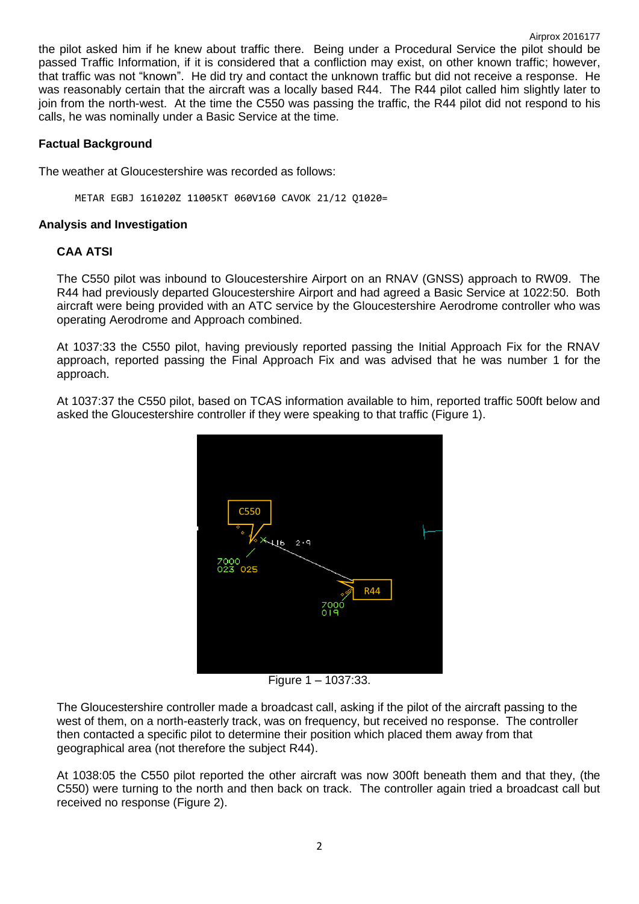the pilot asked him if he knew about traffic there. Being under a Procedural Service the pilot should be passed Traffic Information, if it is considered that a confliction may exist, on other known traffic; however, that traffic was not "known". He did try and contact the unknown traffic but did not receive a response. He was reasonably certain that the aircraft was a locally based R44. The R44 pilot called him slightly later to join from the north-west. At the time the C550 was passing the traffic, the R44 pilot did not respond to his calls, he was nominally under a Basic Service at the time.

### Factual Background

The weather at Gloucestershire was recorded as follows:

```
METAR EGBJ 161020Z 11005KT 060V160 CAVOK 21/12 Q1020=
```

### Analysis and Investigation

#### CAA ATSI

The C550 pilot was inbound to Gloucestershire Airport on an RNAV (GNSS) approach to RW09. The R44 had previously departed Gloucestershire Airport and had agreed a Basic Service at 1022:50. Both aircraft were being provided with an ATC service by the Gloucestershire Aerodrome controller who was operating Aerodrome and Approach combined.

At 1037:33 the C550 pilot, having previously reported passing the Initial Approach Fix for the RNAV approach, reported passing the Final Approach Fix and was advised that he was number 1 for the approach.

At 1037:37 the C550 pilot, based on TCAS information available to him, reported traffic 500ft below and asked the Gloucestershire controller if they were speaking to that traffic (Figure 1).

Figure 1 – 1037:33.

The Gloucestershire controller made a broadcast call, asking if the pilot of the aircraft passing to the west of them, on a north-easterly track, was on frequency, but received no response. The controller then contacted a specific pilot to determine their position which placed them away from that geographical area (not therefore the subject R44).

At 1038:05 the C550 pilot reported the other aircraft was now 300ft beneath them and that they, (the C550) were turning to the north and then back on track. The controller again tried a broadcast call but received no response (Figure 2).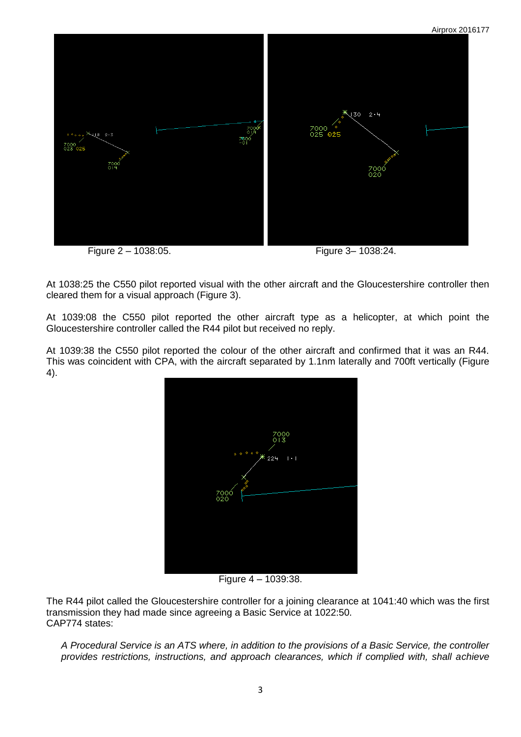Figure 2 – 1038:05.

Figure 3– 1038:24.

At 1038:25 the C550 pilot reported visual with the other aircraft and the Gloucestershire controller then cleared them for a visual approach (Figure 3).

At 1039:08 the C550 pilot reported the other aircraft type as a helicopter, at which point the Gloucestershire controller called the R44 pilot but received no reply.

At 1039:38 the C550 pilot reported the colour of the other aircraft and confirmed that it was an R44. This was coincident with CPA, with the aircraft separated by 1.1nm laterally and 700ft vertically (Figure 4).

Figure 4 – 1039:38.

The R44 pilot called the Gloucestershire controller for a joining clearance at 1041:40 which was the first transmission they had made since agreeing a Basic Service at 1022:50.
CAP774 states:

*A Procedural Service is an ATS where, in addition to the provisions of a Basic Service, the controller provides restrictions, instructions, and approach clearances, which if complied with, shall achieve*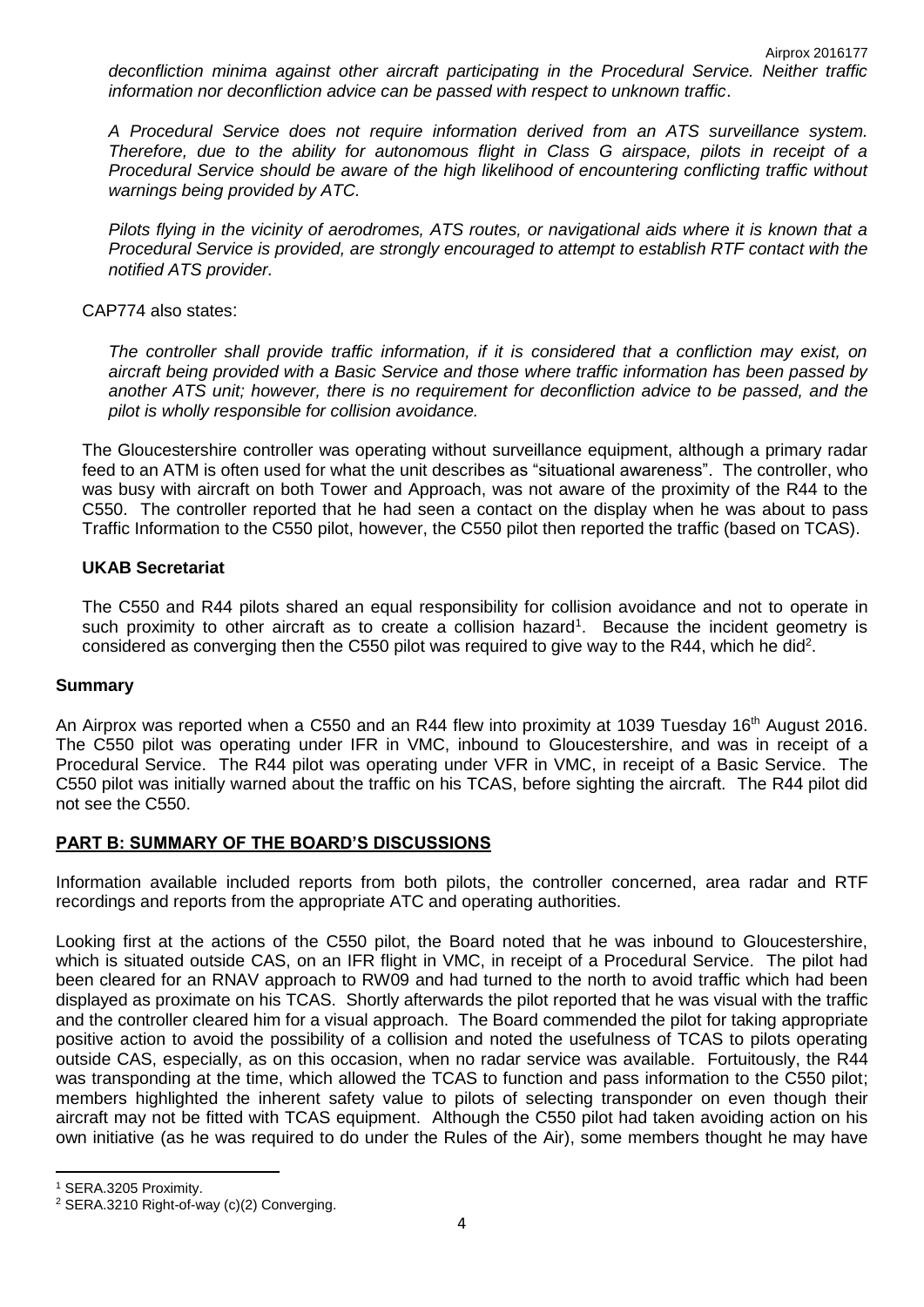*deconfliction minima against other aircraft participating in the Procedural Service. Neither traffic information nor deconfliction advice can be passed with respect to unknown traffic*.

*A Procedural Service does not require information derived from an ATS surveillance system. Therefore, due to the ability for autonomous flight in Class G airspace, pilots in receipt of a Procedural Service should be aware of the high likelihood of encountering conflicting traffic without warnings being provided by ATC.*

*Pilots flying in the vicinity of aerodromes, ATS routes, or navigational aids where it is known that a Procedural Service is provided, are strongly encouraged to attempt to establish RTF contact with the notified ATS provider.*

CAP774 also states:

*The controller shall provide traffic information, if it is considered that a confliction may exist, on aircraft being provided with a Basic Service and those where traffic information has been passed by another ATS unit; however, there is no requirement for deconfliction advice to be passed, and the pilot is wholly responsible for collision avoidance.*

The Gloucestershire controller was operating without surveillance equipment, although a primary radar feed to an ATM is often used for what the unit describes as "situational awareness". The controller, who was busy with aircraft on both Tower and Approach, was not aware of the proximity of the R44 to the C550. The controller reported that he had seen a contact on the display when he was about to pass Traffic Information to the C550 pilot, however, the C550 pilot then reported the traffic (based on TCAS).

### UKAB Secretariat

The C550 and R44 pilots shared an equal responsibility for collision avoidance and not to operate in such proximity to other aircraft as to create a collision hazard[1]. Because the incident geometry is considered as converging then the C550 pilot was required to give way to the R44, which he did[2].

## Summary

An Airprox was reported when a C550 and an R44 flew into proximity at 1039 Tuesday 16th August 2016. The C550 pilot was operating under IFR in VMC, inbound to Gloucestershire, and was in receipt of a Procedural Service. The R44 pilot was operating under VFR in VMC, in receipt of a Basic Service. The C550 pilot was initially warned about the traffic on his TCAS, before sighting the aircraft. The R44 pilot did not see the C550.

## PART B: SUMMARY OF THE BOARD'S DISCUSSIONS

Information available included reports from both pilots, the controller concerned, area radar and RTF recordings and reports from the appropriate ATC and operating authorities.

Looking first at the actions of the C550 pilot, the Board noted that he was inbound to Gloucestershire, which is situated outside CAS, on an IFR flight in VMC, in receipt of a Procedural Service. The pilot had been cleared for an RNAV approach to RW09 and had turned to the north to avoid traffic which had been displayed as proximate on his TCAS. Shortly afterwards the pilot reported that he was visual with the traffic and the controller cleared him for a visual approach. The Board commended the pilot for taking appropriate positive action to avoid the possibility of a collision and noted the usefulness of TCAS to pilots operating outside CAS, especially, as on this occasion, when no radar service was available. Fortuitously, the R44 was transponding at the time, which allowed the TCAS to function and pass information to the C550 pilot; members highlighted the inherent safety value to pilots of selecting transponder on even though their aircraft may not be fitted with TCAS equipment. Although the C550 pilot had taken avoiding action on his own initiative (as he was required to do under the Rules of the Air), some members thought he may have

---

[1] SERA.3205 Proximity.

[2] SERA.3210 Right-of-way (c)(2) Converging.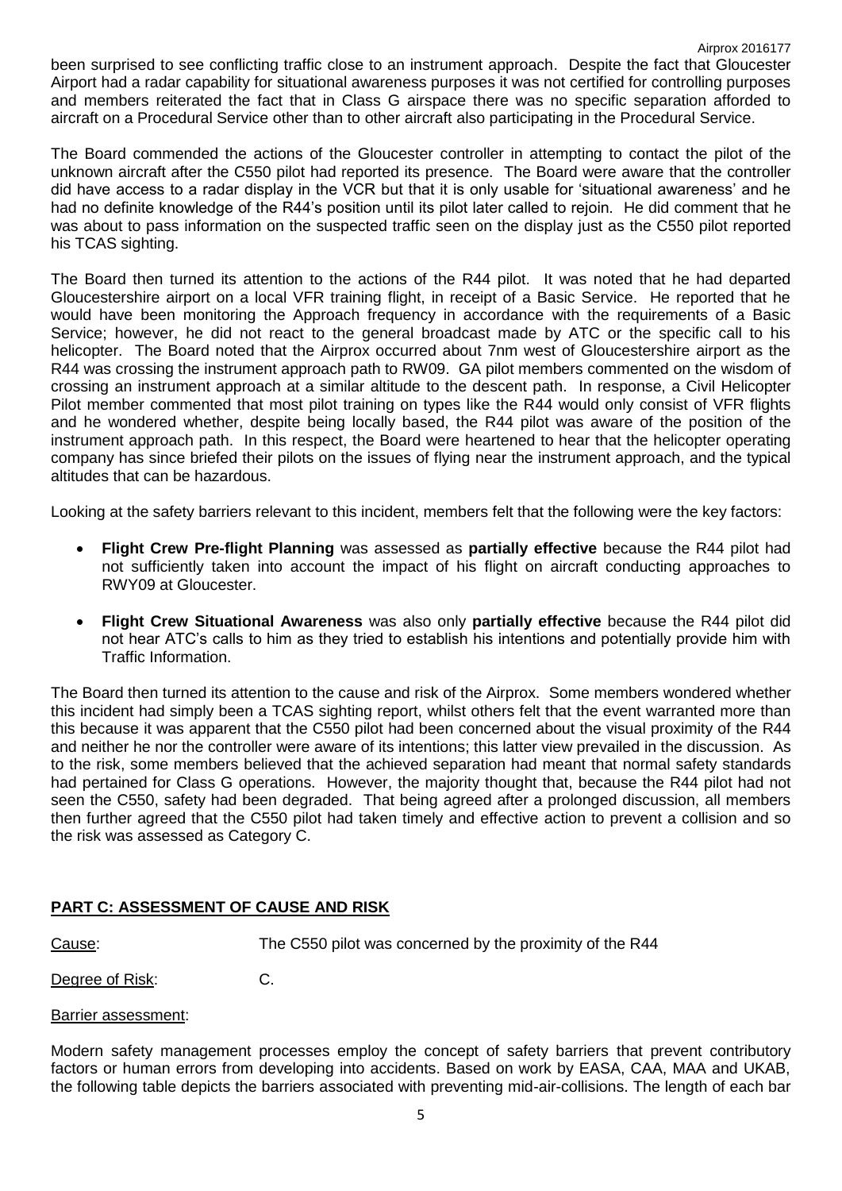been surprised to see conflicting traffic close to an instrument approach. Despite the fact that Gloucester Airport had a radar capability for situational awareness purposes it was not certified for controlling purposes and members reiterated the fact that in Class G airspace there was no specific separation afforded to aircraft on a Procedural Service other than to other aircraft also participating in the Procedural Service.

The Board commended the actions of the Gloucester controller in attempting to contact the pilot of the unknown aircraft after the C550 pilot had reported its presence. The Board were aware that the controller did have access to a radar display in the VCR but that it is only usable for 'situational awareness' and he had no definite knowledge of the R44's position until its pilot later called to rejoin. He did comment that he was about to pass information on the suspected traffic seen on the display just as the C550 pilot reported his TCAS sighting.

The Board then turned its attention to the actions of the R44 pilot. It was noted that he had departed Gloucestershire airport on a local VFR training flight, in receipt of a Basic Service. He reported that he would have been monitoring the Approach frequency in accordance with the requirements of a Basic Service; however, he did not react to the general broadcast made by ATC or the specific call to his helicopter. The Board noted that the Airprox occurred about 7nm west of Gloucestershire airport as the R44 was crossing the instrument approach path to RW09. GA pilot members commented on the wisdom of crossing an instrument approach at a similar altitude to the descent path. In response, a Civil Helicopter Pilot member commented that most pilot training on types like the R44 would only consist of VFR flights and he wondered whether, despite being locally based, the R44 pilot was aware of the position of the instrument approach path. In this respect, the Board were heartened to hear that the helicopter operating company has since briefed their pilots on the issues of flying near the instrument approach, and the typical altitudes that can be hazardous.

Looking at the safety barriers relevant to this incident, members felt that the following were the key factors:

- **Flight Crew Pre-flight Planning** was assessed as **partially effective** because the R44 pilot had not sufficiently taken into account the impact of his flight on aircraft conducting approaches to RWY09 at Gloucester.
- **Flight Crew Situational Awareness** was also only **partially effective** because the R44 pilot did not hear ATC's calls to him as they tried to establish his intentions and potentially provide him with Traffic Information.

The Board then turned its attention to the cause and risk of the Airprox. Some members wondered whether this incident had simply been a TCAS sighting report, whilst others felt that the event warranted more than this because it was apparent that the C550 pilot had been concerned about the visual proximity of the R44 and neither he nor the controller were aware of its intentions; this latter view prevailed in the discussion. As to the risk, some members believed that the achieved separation had meant that normal safety standards had pertained for Class G operations. However, the majority thought that, because the R44 pilot had not seen the C550, safety had been degraded. That being agreed after a prolonged discussion, all members then further agreed that the C550 pilot had taken timely and effective action to prevent a collision and so the risk was assessed as Category C.

## PART C: ASSESSMENT OF CAUSE AND RISK

Cause: The C550 pilot was concerned by the proximity of the R44

Degree of Risk: C.

Barrier assessment:

Modern safety management processes employ the concept of safety barriers that prevent contributory factors or human errors from developing into accidents. Based on work by EASA, CAA, MAA and UKAB, the following table depicts the barriers associated with preventing mid-air-collisions. The length of each bar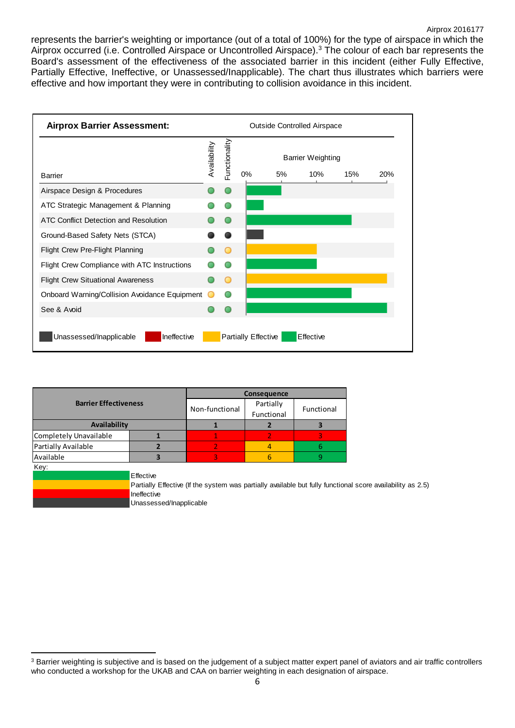represents the barrier's weighting or importance (out of a total of 100%) for the type of airspace in which the Airprox occurred (i.e. Controlled Airspace or Uncontrolled Airspace).[3] The colour of each bar represents the Board's assessment of the effectiveness of the associated barrier in this incident (either Fully Effective, Partially Effective, Ineffective, or Unassessed/Inapplicable). The chart thus illustrates which barriers were effective and how important they were in contributing to collision avoidance in this incident.

**Airprox Barrier Assessment:** Outside Controlled Airspace

| Barrier | Availability | Functionality | Barrier Weighting (assessment) |
|---|---|---|---|
| Airspace Design & Procedures | Effective | Effective | ~5% (Effective) |
| ATC Strategic Management & Planning | Effective | Effective | ~2.5% (Effective) |
| ATC Conflict Detection and Resolution | Effective | Effective | ~15% (Effective) |
| Ground-Based Safety Nets (STCA) | Unassessed/Inapplicable | Unassessed/Inapplicable | ~2.5% (Unassessed/Inapplicable) |
| Flight Crew Pre-Flight Planning | Effective | Partially Effective | ~10% (Partially Effective) |
| Flight Crew Compliance with ATC Instructions | Effective | Effective | ~10% (Effective) |
| Flight Crew Situational Awareness | Effective | Partially Effective | ~20% (Partially Effective) |
| Onboard Warning/Collision Avoidance Equipment | Partially Effective | Effective | ~15% (Effective) |
| See & Avoid | Effective | Effective | ~20% (Effective) |

Key: Unassessed/Inapplicable; Ineffective; Partially Effective; Effective

| Barrier Effectiveness | | Consequence | | |
|---|---|---|---|---|
| | | Non-functional | Partially Functional | Functional |
| Availability | | 1 | 2 | 3 |
| Completely Unavailable | 1 | 1 | 2 | 3 |
| Partially Available | 2 | 2 | 4 | 6 |
| Available | 3 | 3 | 6 | 9 |

Key:
- Effective (green)
- Partially Effective (If the system was partially available but fully functional score availability as 2.5) (amber)
- Ineffective (red)
- Unassessed/Inapplicable (dark grey)

[3] Barrier weighting is subjective and is based on the judgement of a subject matter expert panel of aviators and air traffic controllers who conducted a workshop for the UKAB and CAA on barrier weighting in each designation of airspace.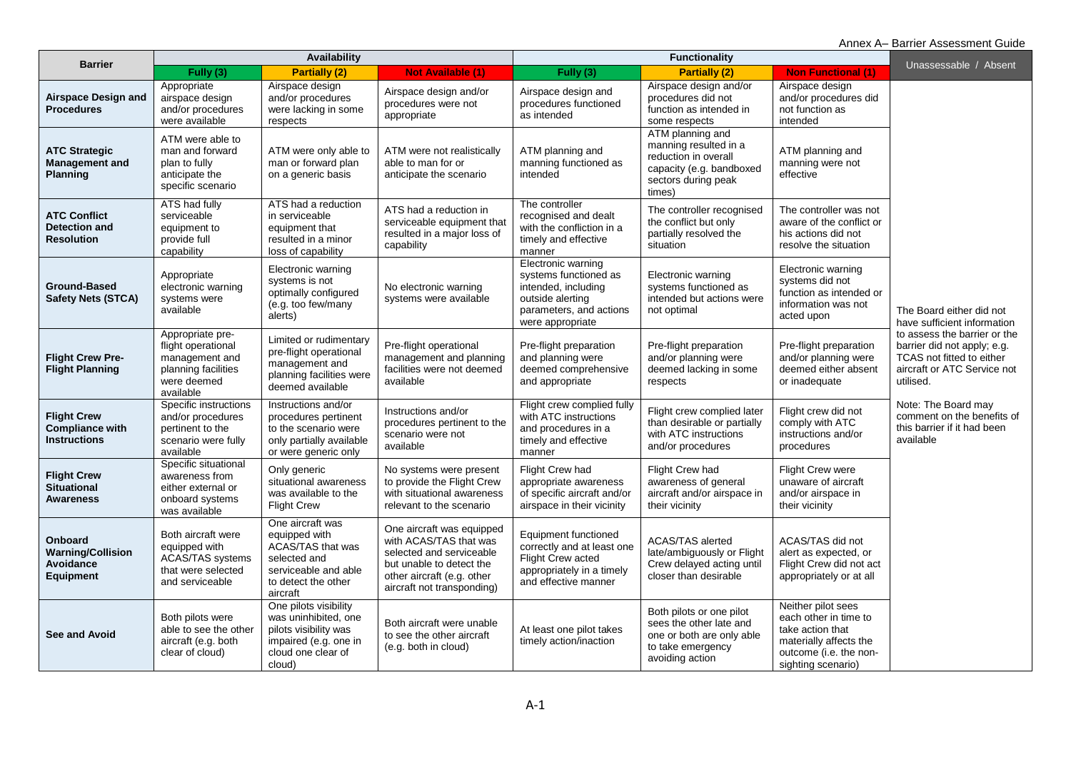Annex A– Barrier Assessment Guide

| Barrier | Availability | | | Functionality | | | Unassessable / Absent |
|---|---|---|---|---|---|---|---|
| | Fully (3) | Partially (2) | Not Available (1) | Fully (3) | Partially (2) | Non Functional (1) | |
| **Airspace Design and Procedures** | Appropriate airspace design and/or procedures were available | Airspace design and/or procedures were lacking in some respects | Airspace design and/or procedures were not appropriate | Airspace design and procedures functioned as intended | Airspace design and/or procedures did not function as intended in some respects | Airspace design and/or procedures did not function as intended | The Board either did not have sufficient information to assess the barrier or the barrier did not apply; e.g. TCAS not fitted to either aircraft or ATC Service not utilised. Note: The Board may comment on the benefits of this barrier if it had been available |
| **ATC Strategic Management and Planning** | ATM were able to man and forward plan to fully anticipate the specific scenario | ATM were only able to man or forward plan on a generic basis | ATM were not realistically able to man for or anticipate the scenario | ATM planning and manning functioned as intended | ATM planning and manning resulted in a reduction in overall capacity (e.g. bandboxed sectors during peak times) | ATM planning and manning were not effective | |
| **ATC Conflict Detection and Resolution** | ATS had fully serviceable equipment to provide full capability | ATS had a reduction in serviceable equipment that resulted in a minor loss of capability | ATS had a reduction in serviceable equipment that resulted in a major loss of capability | The controller recognised and dealt with the confliction in a timely and effective manner | The controller recognised the conflict but only partially resolved the situation | The controller was not aware of the conflict or his actions did not resolve the situation | |
| **Ground-Based Safety Nets (STCA)** | Appropriate electronic warning systems were available | Electronic warning systems is not optimally configured (e.g. too few/many alerts) | No electronic warning systems were available | Electronic warning systems functioned as intended, including outside alerting parameters, and actions were appropriate | Electronic warning systems functioned as intended but actions were not optimal | Electronic warning systems did not function as intended or information was not acted upon | |
| **Flight Crew Pre-Flight Planning** | Appropriate pre-flight operational management and planning facilities were deemed available | Limited or rudimentary pre-flight operational management and planning facilities were deemed available | Pre-flight operational management and planning facilities were not deemed available | Pre-flight preparation and planning were deemed comprehensive and appropriate | Pre-flight preparation and/or planning were deemed lacking in some respects | Pre-flight preparation and/or planning were deemed either absent or inadequate | |
| **Flight Crew Compliance with Instructions** | Specific instructions and/or procedures pertinent to the scenario were fully available | Instructions and/or procedures pertinent to the scenario were only partially available or were generic only | Instructions and/or procedures pertinent to the scenario were not available | Flight crew complied fully with ATC instructions and procedures in a timely and effective manner | Flight crew complied later than desirable or partially with ATC instructions and/or procedures | Flight crew did not comply with ATC instructions and/or procedures | |
| **Flight Crew Situational Awareness** | Specific situational awareness from either external or onboard systems was available | Only generic situational awareness was available to the Flight Crew | No systems were present to provide the Flight Crew with situational awareness relevant to the scenario | Flight Crew had appropriate awareness of specific aircraft and/or airspace in their vicinity | Flight Crew had awareness of general aircraft and/or airspace in their vicinity | Flight Crew were unaware of aircraft and/or airspace in their vicinity | |
| **Onboard Warning/Collision Avoidance Equipment** | Both aircraft were equipped with ACAS/TAS systems that were selected and serviceable | One aircraft was equipped with ACAS/TAS that was selected and serviceable and able to detect the other aircraft | One aircraft was equipped with ACAS/TAS that was selected and serviceable but unable to detect the other aircraft (e.g. other aircraft not transponding) | Equipment functioned correctly and at least one Flight Crew acted appropriately in a timely and effective manner | ACAS/TAS alerted late/ambiguously or Flight Crew delayed acting until closer than desirable | ACAS/TAS did not alert as expected, or Flight Crew did not act appropriately or at all | |
| **See and Avoid** | Both pilots were able to see the other aircraft (e.g. both clear of cloud) | One pilots visibility was uninhibited, one pilots visibility was impaired (e.g. one in cloud one clear of cloud) | Both aircraft were unable to see the other aircraft (e.g. both in cloud) | At least one pilot takes timely action/inaction | Both pilots or one pilot sees the other late and one or both are only able to take emergency avoiding action | Neither pilot sees each other in time to take action that materially affects the outcome (i.e. the non-sighting scenario) | |